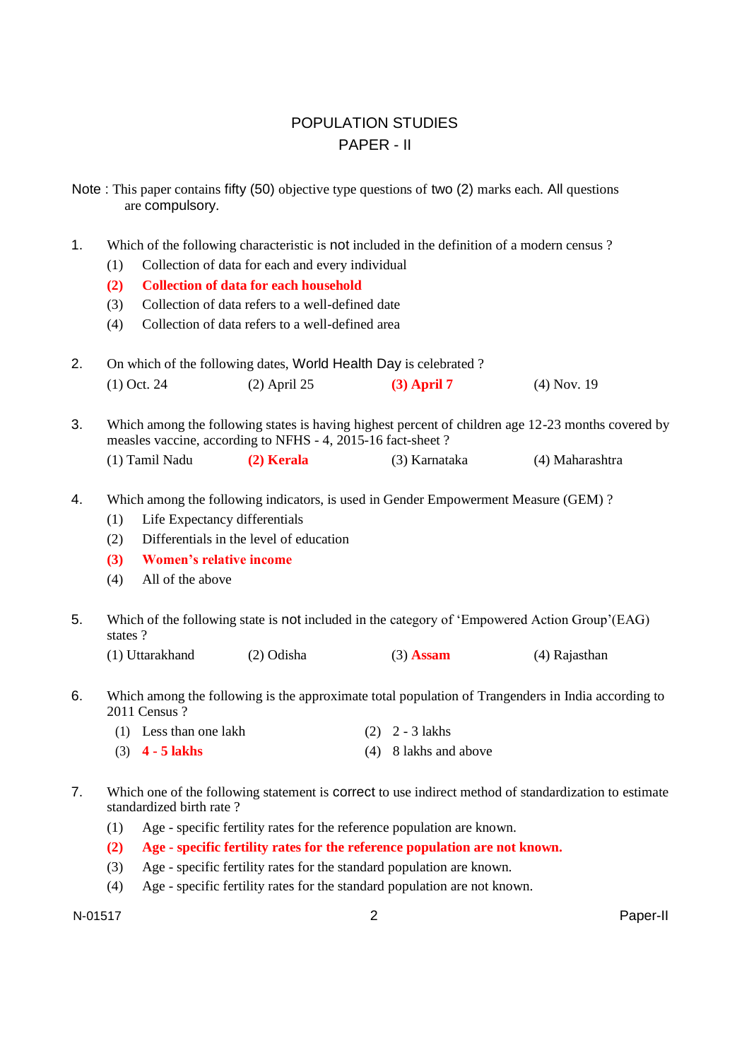# POPULATION STUDIES
## PAPER - II

Note : This paper contains fifty (50) objective type questions of two (2) marks each. All questions are compulsory.

1. Which of the following characteristic is not included in the definition of a modern census ?
   (1) Collection of data for each and every individual
   **(2) Collection of data for each household**
   (3) Collection of data refers to a well-defined date
   (4) Collection of data refers to a well-defined area

2. On which of the following dates, World Health Day is celebrated ?
   (1) Oct. 24 (2) April 25 **(3) April 7** (4) Nov. 19

3. Which among the following states is having highest percent of children age 12-23 months covered by measles vaccine, according to NFHS - 4, 2015-16 fact-sheet ?
   (1) Tamil Nadu **(2) Kerala** (3) Karnataka (4) Maharashtra

4. Which among the following indicators, is used in Gender Empowerment Measure (GEM) ?
   (1) Life Expectancy differentials
   (2) Differentials in the level of education
   **(3) Women's relative income**
   (4) All of the above

5. Which of the following state is not included in the category of 'Empowered Action Group'(EAG) states ?
   (1) Uttarakhand (2) Odisha (3) **Assam** (4) Rajasthan

6. Which among the following is the approximate total population of Trangenders in India according to 2011 Census ?
   (1) Less than one lakh (2) 2 - 3 lakhs
   (3) **4 - 5 lakhs** (4) 8 lakhs and above

7. Which one of the following statement is correct to use indirect method of standardization to estimate standardized birth rate ?
   (1) Age - specific fertility rates for the reference population are known.
   **(2) Age - specific fertility rates for the reference population are not known.**
   (3) Age - specific fertility rates for the standard population are known.
   (4) Age - specific fertility rates for the standard population are not known.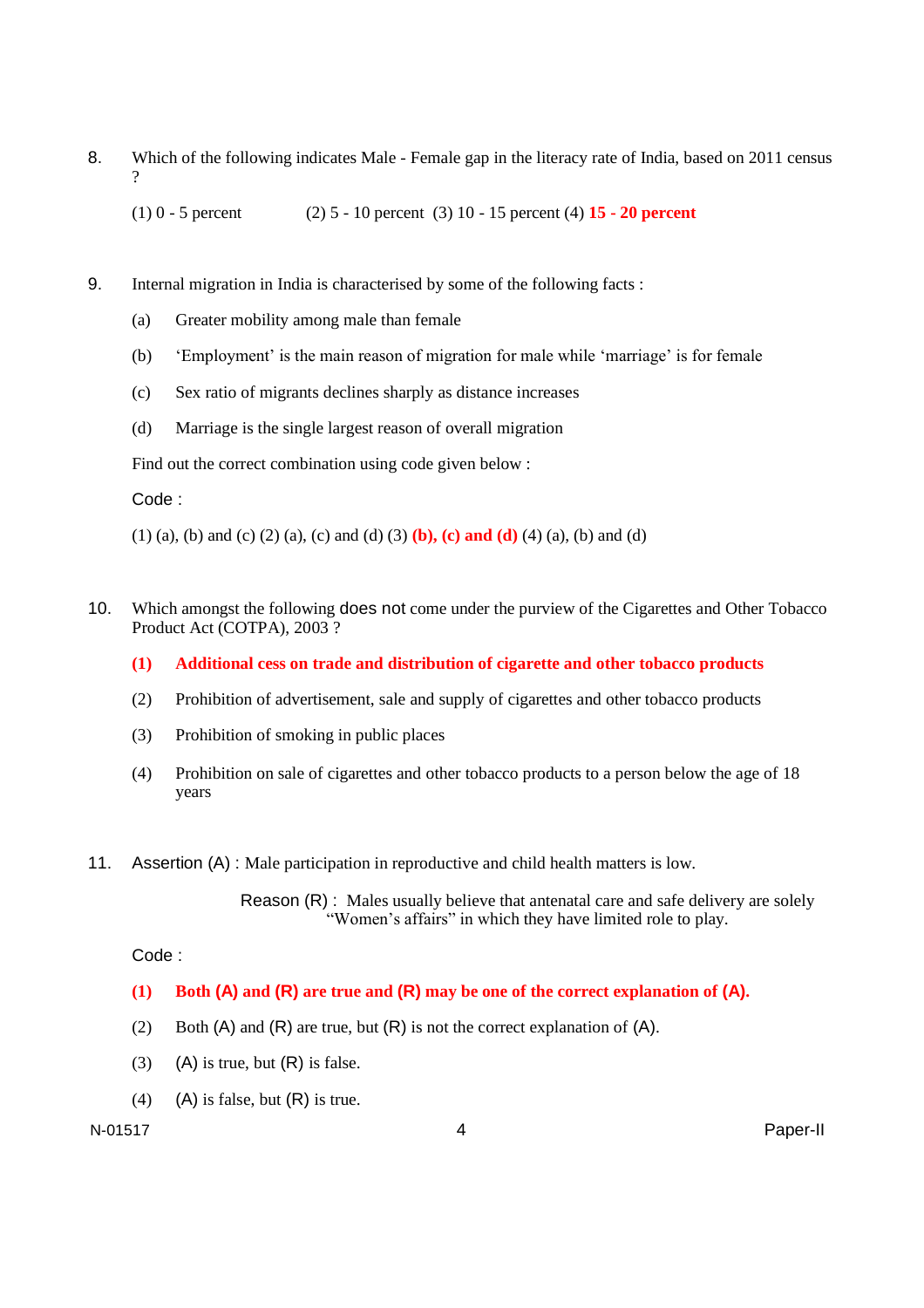8. Which of the following indicates Male - Female gap in the literacy rate of India, based on 2011 census ?

   (1) 0 - 5 percent (2) 5 - 10 percent (3) 10 - 15 percent (4) **15 - 20 percent**

9. Internal migration in India is characterised by some of the following facts :

   (a) Greater mobility among male than female

   (b) 'Employment' is the main reason of migration for male while 'marriage' is for female

   (c) Sex ratio of migrants declines sharply as distance increases

   (d) Marriage is the single largest reason of overall migration

   Find out the correct combination using code given below :

   Code :

   (1) (a), (b) and (c) (2) (a), (c) and (d) (3) **(b), (c) and (d)** (4) (a), (b) and (d)

10. Which amongst the following does not come under the purview of the Cigarettes and Other Tobacco Product Act (COTPA), 2003 ?

    **(1) Additional cess on trade and distribution of cigarette and other tobacco products**

    (2) Prohibition of advertisement, sale and supply of cigarettes and other tobacco products

    (3) Prohibition of smoking in public places

    (4) Prohibition on sale of cigarettes and other tobacco products to a person below the age of 18 years

11. Assertion (A) : Male participation in reproductive and child health matters is low.

    Reason (R) : Males usually believe that antenatal care and safe delivery are solely "Women's affairs" in which they have limited role to play.

    Code :

    **(1) Both (A) and (R) are true and (R) may be one of the correct explanation of (A).**

    (2) Both (A) and (R) are true, but (R) is not the correct explanation of (A).

    (3) (A) is true, but (R) is false.

    (4) (A) is false, but (R) is true.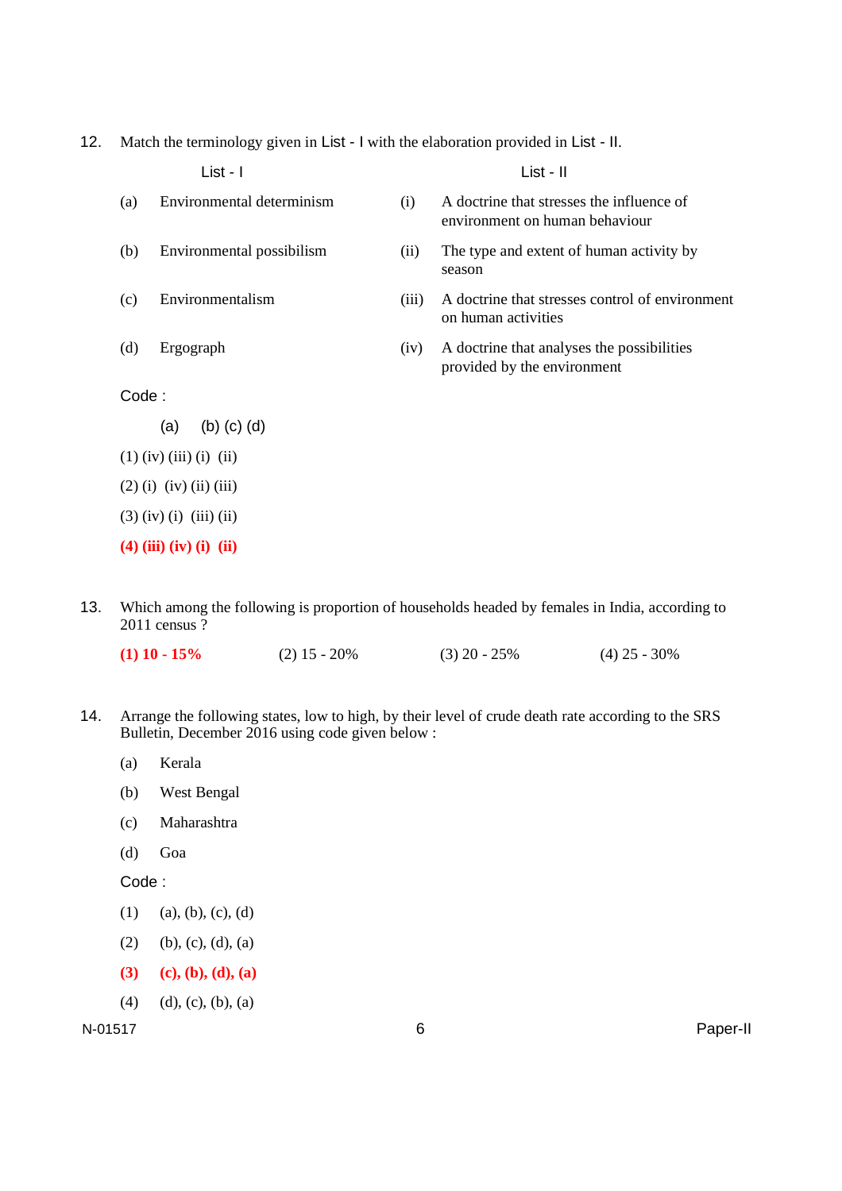12. Match the terminology given in List - I with the elaboration provided in List - II.

| | List - I | | List - II |
|---|---|---|---|
| (a) | Environmental determinism | (i) | A doctrine that stresses the influence of environment on human behaviour |
| (b) | Environmental possibilism | (ii) | The type and extent of human activity by season |
| (c) | Environmentalism | (iii) | A doctrine that stresses control of environment on human activities |
| (d) | Ergograph | (iv) | A doctrine that analyses the possibilities provided by the environment |

Code :

| | (a) | (b) | (c) | (d) |
|---|---|---|---|---|
| (1) | (iv) | (iii) | (i) | (ii) |
| (2) | (i) | (iv) | (ii) | (iii) |
| (3) | (iv) | (i) | (iii) | (ii) |
| **(4)** | **(iii)** | **(iv)** | **(i)** | **(ii)** |

13. Which among the following is proportion of households headed by females in India, according to 2011 census ?

**(1) 10 - 15%** (2) 15 - 20% (3) 20 - 25% (4) 25 - 30%

14. Arrange the following states, low to high, by their level of crude death rate according to the SRS Bulletin, December 2016 using code given below :

(a) Kerala

(b) West Bengal

(c) Maharashtra

(d) Goa

Code :

(1) (a), (b), (c), (d)

(2) (b), (c), (d), (a)

**(3) (c), (b), (d), (a)**

(4) (d), (c), (b), (a)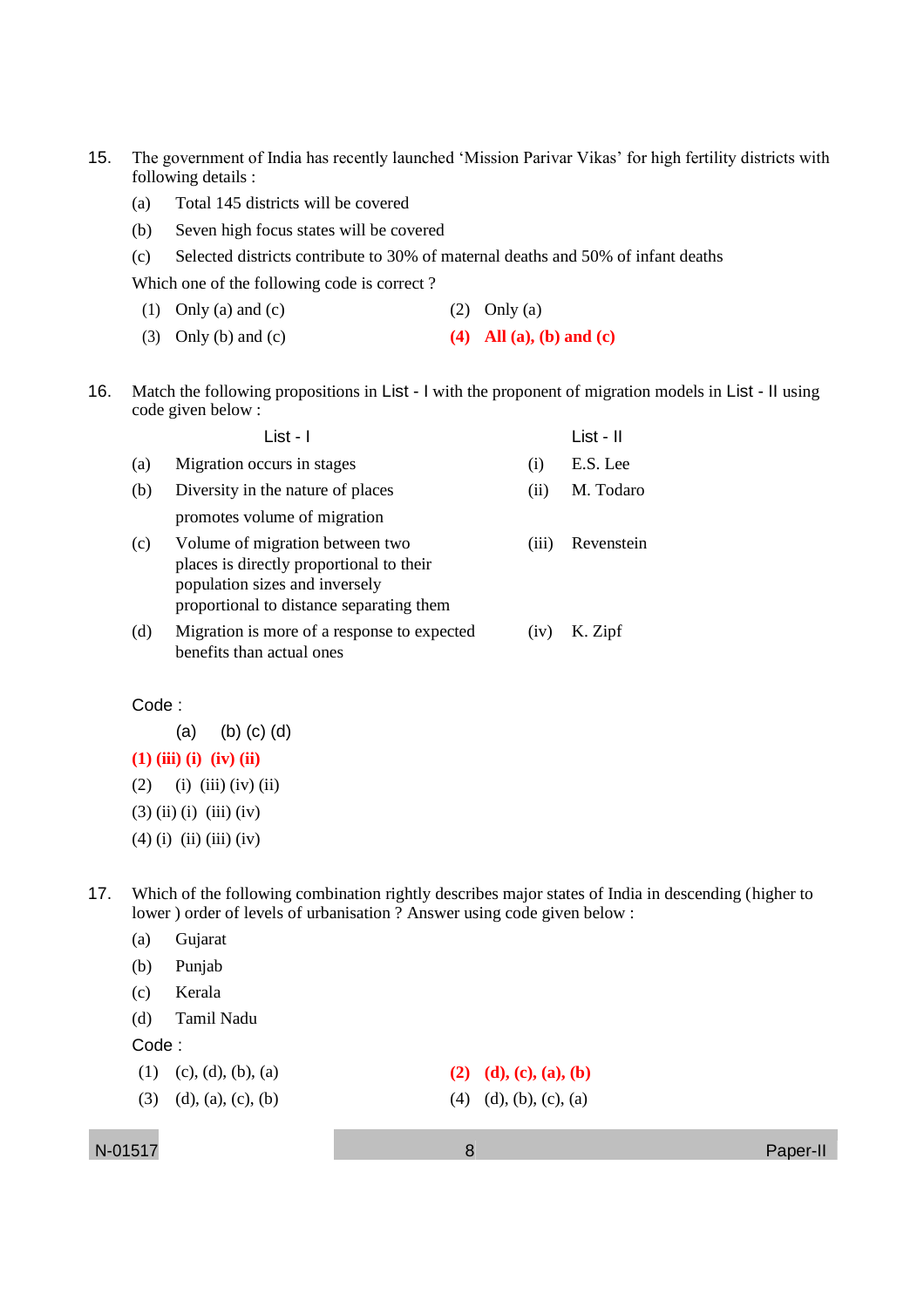15. The government of India has recently launched 'Mission Parivar Vikas' for high fertility districts with following details :

    (a) Total 145 districts will be covered

    (b) Seven high focus states will be covered

    (c) Selected districts contribute to 30% of maternal deaths and 50% of infant deaths

    Which one of the following code is correct ?

    (1) Only (a) and (c)
    (2) Only (a)
    (3) Only (b) and (c)
    **(4) All (a), (b) and (c)**

16. Match the following propositions in List - I with the proponent of migration models in List - II using code given below :

| | List - I | | List - II |
|---|---|---|---|
| (a) | Migration occurs in stages | (i) | E.S. Lee |
| (b) | Diversity in the nature of places promotes volume of migration | (ii) | M. Todaro |
| (c) | Volume of migration between two places is directly proportional to their population sizes and inversely proportional to distance separating them | (iii) | Revenstein |
| (d) | Migration is more of a response to expected benefits than actual ones | (iv) | K. Zipf |

Code :

| | (a) | (b) | (c) | (d) |
|---|---|---|---|---|
| **(1)** | **(iii)** | **(i)** | **(iv)** | **(ii)** |
| (2) | (i) | (iii) | (iv) | (ii) |
| (3) | (ii) | (i) | (iii) | (iv) |
| (4) | (i) | (ii) | (iii) | (iv) |

17. Which of the following combination rightly describes major states of India in descending (higher to lower ) order of levels of urbanisation ? Answer using code given below :

    (a) Gujarat

    (b) Punjab

    (c) Kerala

    (d) Tamil Nadu

    Code :

    (1) (c), (d), (b), (a)
    **(2) (d), (c), (a), (b)**
    (3) (d), (a), (c), (b)
    (4) (d), (b), (c), (a)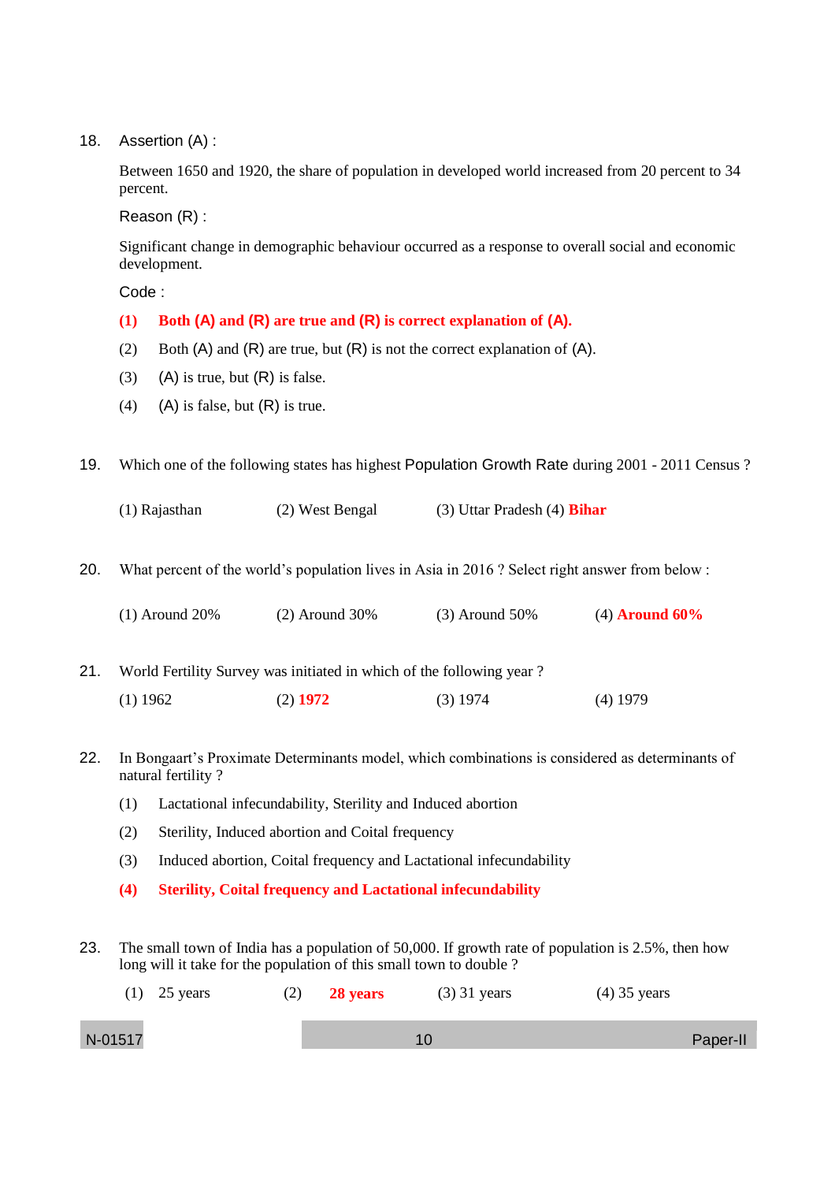18. Assertion (A) :

    Between 1650 and 1920, the share of population in developed world increased from 20 percent to 34 percent.

    Reason (R) :

    Significant change in demographic behaviour occurred as a response to overall social and economic development.

    Code :

    **(1) Both (A) and (R) are true and (R) is correct explanation of (A).**

    (2) Both (A) and (R) are true, but (R) is not the correct explanation of (A).

    (3) (A) is true, but (R) is false.

    (4) (A) is false, but (R) is true.

19. Which one of the following states has highest Population Growth Rate during 2001 - 2011 Census ?

    (1) Rajasthan (2) West Bengal (3) Uttar Pradesh (4) **Bihar**

20. What percent of the world's population lives in Asia in 2016 ? Select right answer from below :

    (1) Around 20% (2) Around 30% (3) Around 50% (4) **Around 60%**

21. World Fertility Survey was initiated in which of the following year ?

    (1) 1962 (2) **1972** (3) 1974 (4) 1979

22. In Bongaart's Proximate Determinants model, which combinations is considered as determinants of natural fertility ?

    (1) Lactational infecundability, Sterility and Induced abortion

    (2) Sterility, Induced abortion and Coital frequency

    (3) Induced abortion, Coital frequency and Lactational infecundability

    **(4) Sterility, Coital frequency and Lactational infecundability**

23. The small town of India has a population of 50,000. If growth rate of population is 2.5%, then how long will it take for the population of this small town to double ?

    (1) 25 years (2) **28 years** (3) 31 years (4) 35 years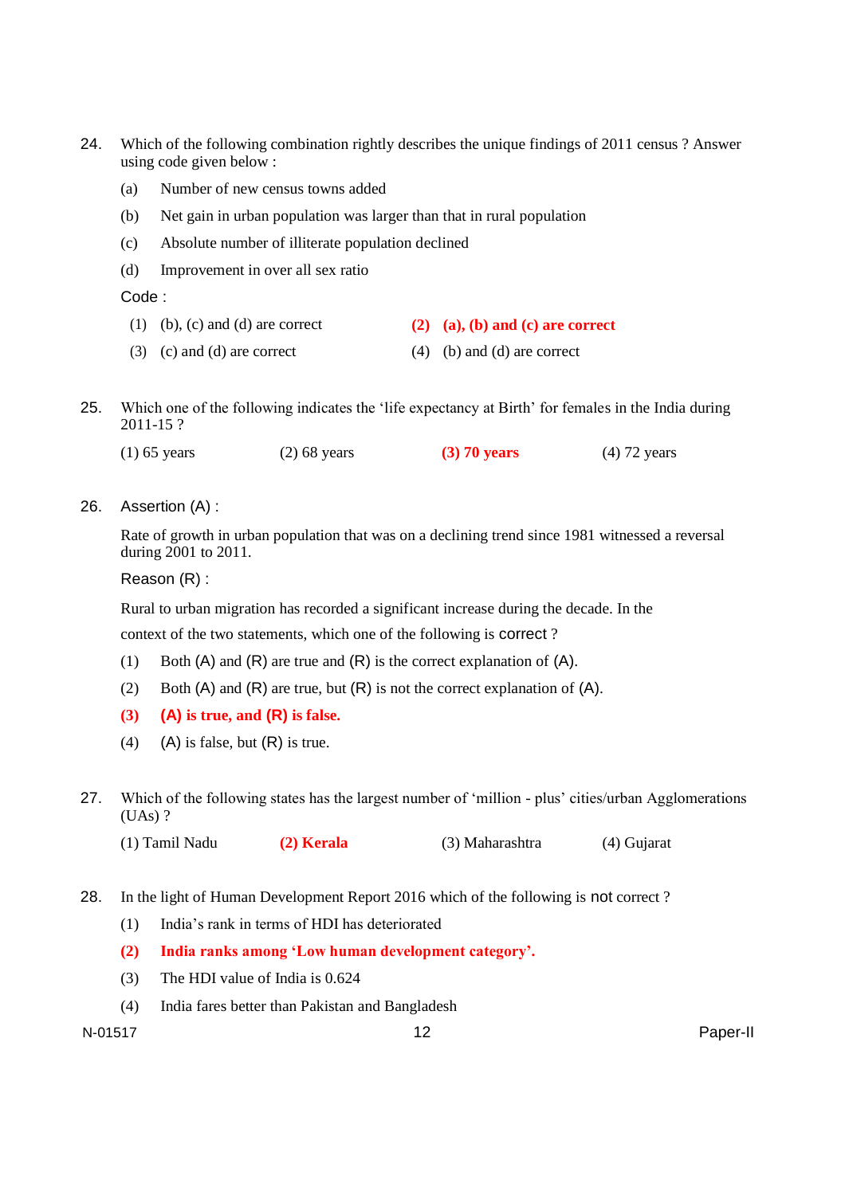24. Which of the following combination rightly describes the unique findings of 2011 census ? Answer using code given below :

    (a) Number of new census towns added

    (b) Net gain in urban population was larger than that in rural population

    (c) Absolute number of illiterate population declined

    (d) Improvement in over all sex ratio

    Code :

    (1) (b), (c) and (d) are correct

    **(2) (a), (b) and (c) are correct**

    (3) (c) and (d) are correct

    (4) (b) and (d) are correct

25. Which one of the following indicates the 'life expectancy at Birth' for females in the India during 2011-15 ?

    (1) 65 years

    (2) 68 years

    **(3) 70 years**

    (4) 72 years

26. Assertion (A) :

    Rate of growth in urban population that was on a declining trend since 1981 witnessed a reversal during 2001 to 2011.

    Reason (R) :

    Rural to urban migration has recorded a significant increase during the decade. In the context of the two statements, which one of the following is correct ?

    (1) Both (A) and (R) are true and (R) is the correct explanation of (A).

    (2) Both (A) and (R) are true, but (R) is not the correct explanation of (A).

    **(3) (A) is true, and (R) is false.**

    (4) (A) is false, but (R) is true.

27. Which of the following states has the largest number of 'million - plus' cities/urban Agglomerations (UAs) ?

    (1) Tamil Nadu

    **(2) Kerala**

    (3) Maharashtra

    (4) Gujarat

28. In the light of Human Development Report 2016 which of the following is not correct ?

    (1) India's rank in terms of HDI has deteriorated

    **(2) India ranks among 'Low human development category'.**

    (3) The HDI value of India is 0.624

    (4) India fares better than Pakistan and Bangladesh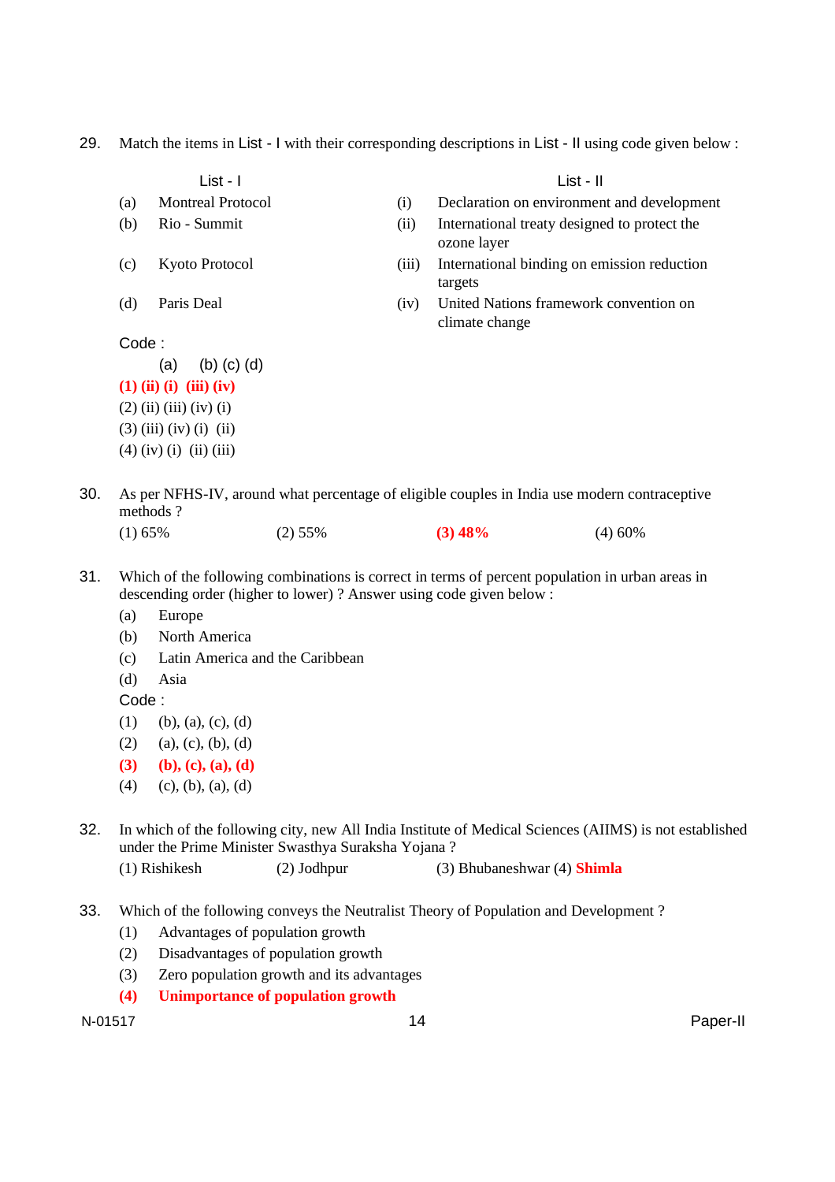29. Match the items in List - I with their corresponding descriptions in List - II using code given below :

| List - I | | List - II | |
|---|---|---|---|
| (a) | Montreal Protocol | (i) | Declaration on environment and development |
| (b) | Rio - Summit | (ii) | International treaty designed to protect the ozone layer |
| (c) | Kyoto Protocol | (iii) | International binding on emission reduction targets |
| (d) | Paris Deal | (iv) | United Nations framework convention on climate change |

Code :

(a) (b) (c) (d)

**(1) (ii) (i) (iii) (iv)**

(2) (ii) (iii) (iv) (i)

(3) (iii) (iv) (i) (ii)

(4) (iv) (i) (ii) (iii)

30. As per NFHS-IV, around what percentage of eligible couples in India use modern contraceptive methods ?

(1) 65% (2) 55% **(3) 48%** (4) 60%

31. Which of the following combinations is correct in terms of percent population in urban areas in descending order (higher to lower) ? Answer using code given below :

(a) Europe

(b) North America

(c) Latin America and the Caribbean

(d) Asia

Code :

(1) (b), (a), (c), (d)

(2) (a), (c), (b), (d)

**(3) (b), (c), (a), (d)**

(4) (c), (b), (a), (d)

32. In which of the following city, new All India Institute of Medical Sciences (AIIMS) is not established under the Prime Minister Swasthya Suraksha Yojana ?

(1) Rishikesh (2) Jodhpur (3) Bhubaneshwar (4) **Shimla**

33. Which of the following conveys the Neutralist Theory of Population and Development ?

(1) Advantages of population growth

(2) Disadvantages of population growth

(3) Zero population growth and its advantages

**(4) Unimportance of population growth**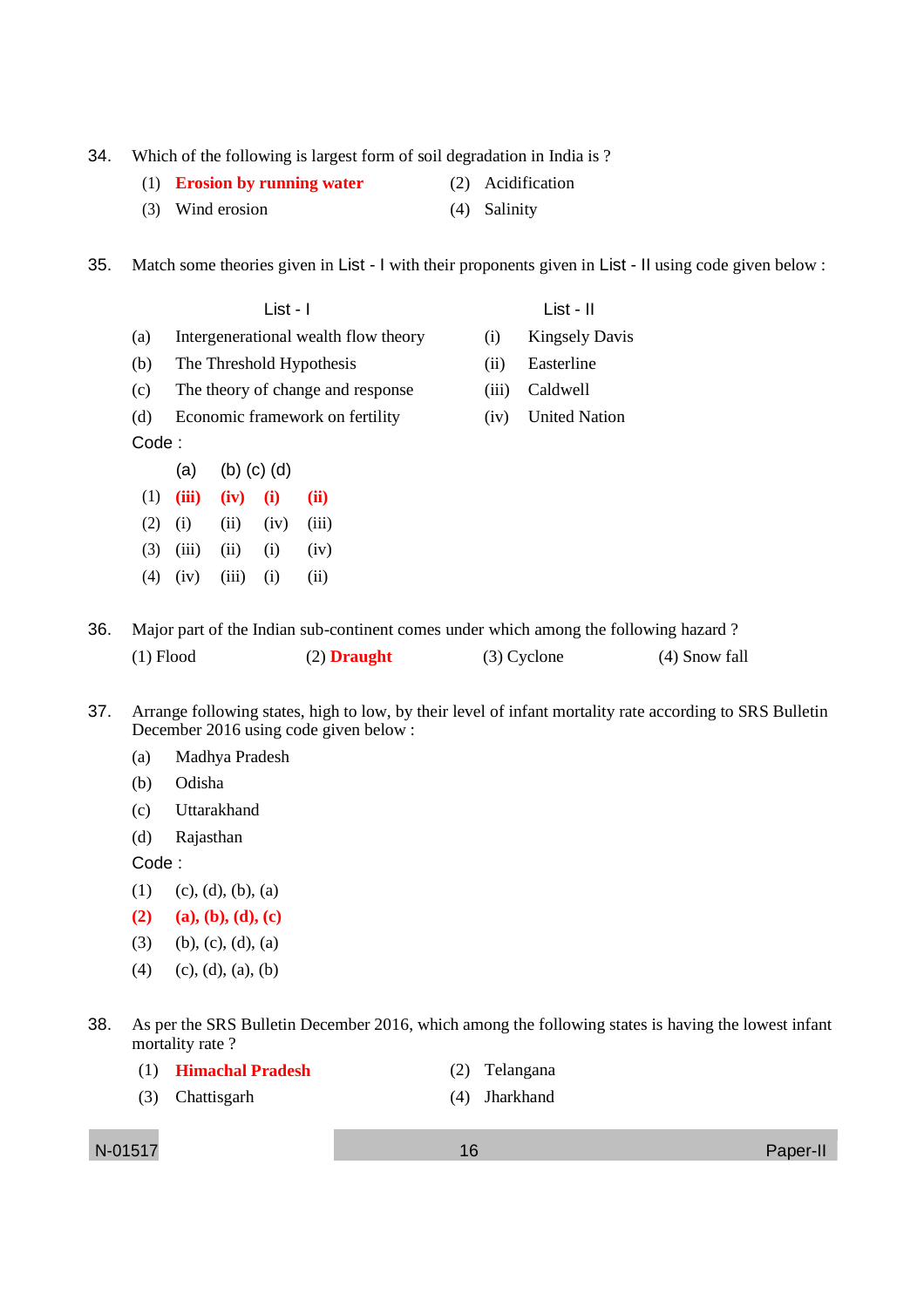34. Which of the following is largest form of soil degradation in India is ?

(1) **Erosion by running water** (2) Acidification
(3) Wind erosion (4) Salinity

35. Match some theories given in List - I with their proponents given in List - II using code given below :

| | List - I | | List - II |
|---|---|---|---|
| (a) | Intergenerational wealth flow theory | (i) | Kingsely Davis |
| (b) | The Threshold Hypothesis | (ii) | Easterline |
| (c) | The theory of change and response | (iii) | Caldwell |
| (d) | Economic framework on fertility | (iv) | United Nation |

Code :

| | (a) | (b) | (c) | (d) |
|---|---|---|---|---|
| (1) | **(iii)** | **(iv)** | **(i)** | **(ii)** |
| (2) | (i) | (ii) | (iv) | (iii) |
| (3) | (iii) | (ii) | (i) | (iv) |
| (4) | (iv) | (iii) | (i) | (ii) |

36. Major part of the Indian sub-continent comes under which among the following hazard ?

(1) Flood (2) **Draught** (3) Cyclone (4) Snow fall

37. Arrange following states, high to low, by their level of infant mortality rate according to SRS Bulletin December 2016 using code given below :

(a) Madhya Pradesh
(b) Odisha
(c) Uttarakhand
(d) Rajasthan

Code :

(1) (c), (d), (b), (a)
**(2) (a), (b), (d), (c)**
(3) (b), (c), (d), (a)
(4) (c), (d), (a), (b)

38. As per the SRS Bulletin December 2016, which among the following states is having the lowest infant mortality rate ?

(1) **Himachal Pradesh** (2) Telangana
(3) Chattisgarh (4) Jharkhand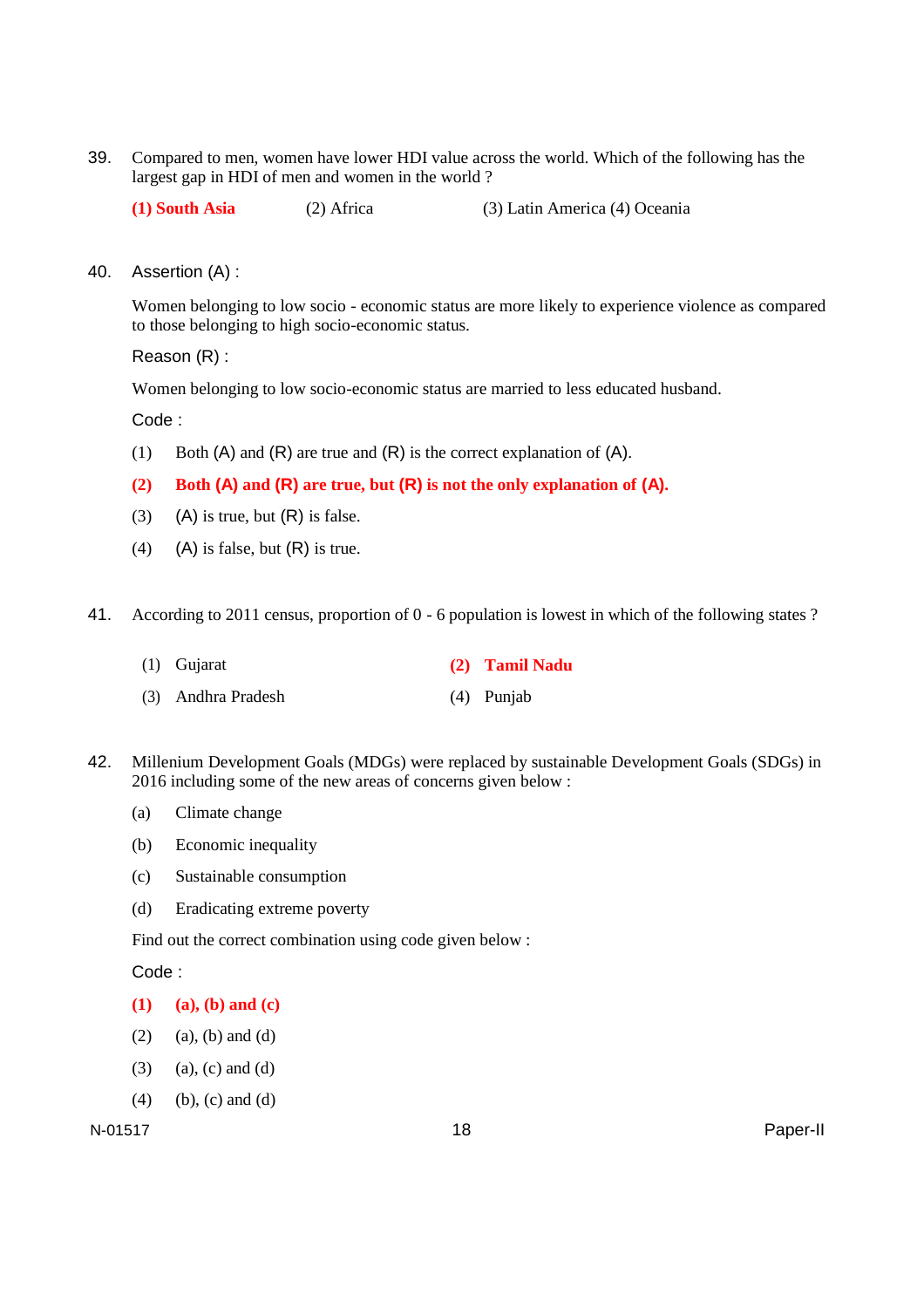39. Compared to men, women have lower HDI value across the world. Which of the following has the largest gap in HDI of men and women in the world ?

    **(1) South Asia** (2) Africa (3) Latin America (4) Oceania

40. Assertion (A) :

    Women belonging to low socio - economic status are more likely to experience violence as compared to those belonging to high socio-economic status.

    Reason (R) :

    Women belonging to low socio-economic status are married to less educated husband.

    Code :

    (1) Both (A) and (R) are true and (R) is the correct explanation of (A).

    **(2) Both (A) and (R) are true, but (R) is not the only explanation of (A).**

    (3) (A) is true, but (R) is false.

    (4) (A) is false, but (R) is true.

41. According to 2011 census, proportion of 0 - 6 population is lowest in which of the following states ?

    (1) Gujarat **(2) Tamil Nadu**

    (3) Andhra Pradesh (4) Punjab

42. Millenium Development Goals (MDGs) were replaced by sustainable Development Goals (SDGs) in 2016 including some of the new areas of concerns given below :

    (a) Climate change

    (b) Economic inequality

    (c) Sustainable consumption

    (d) Eradicating extreme poverty

    Find out the correct combination using code given below :

    Code :

    **(1) (a), (b) and (c)**

    (2) (a), (b) and (d)

    (3) (a), (c) and (d)

    (4) (b), (c) and (d)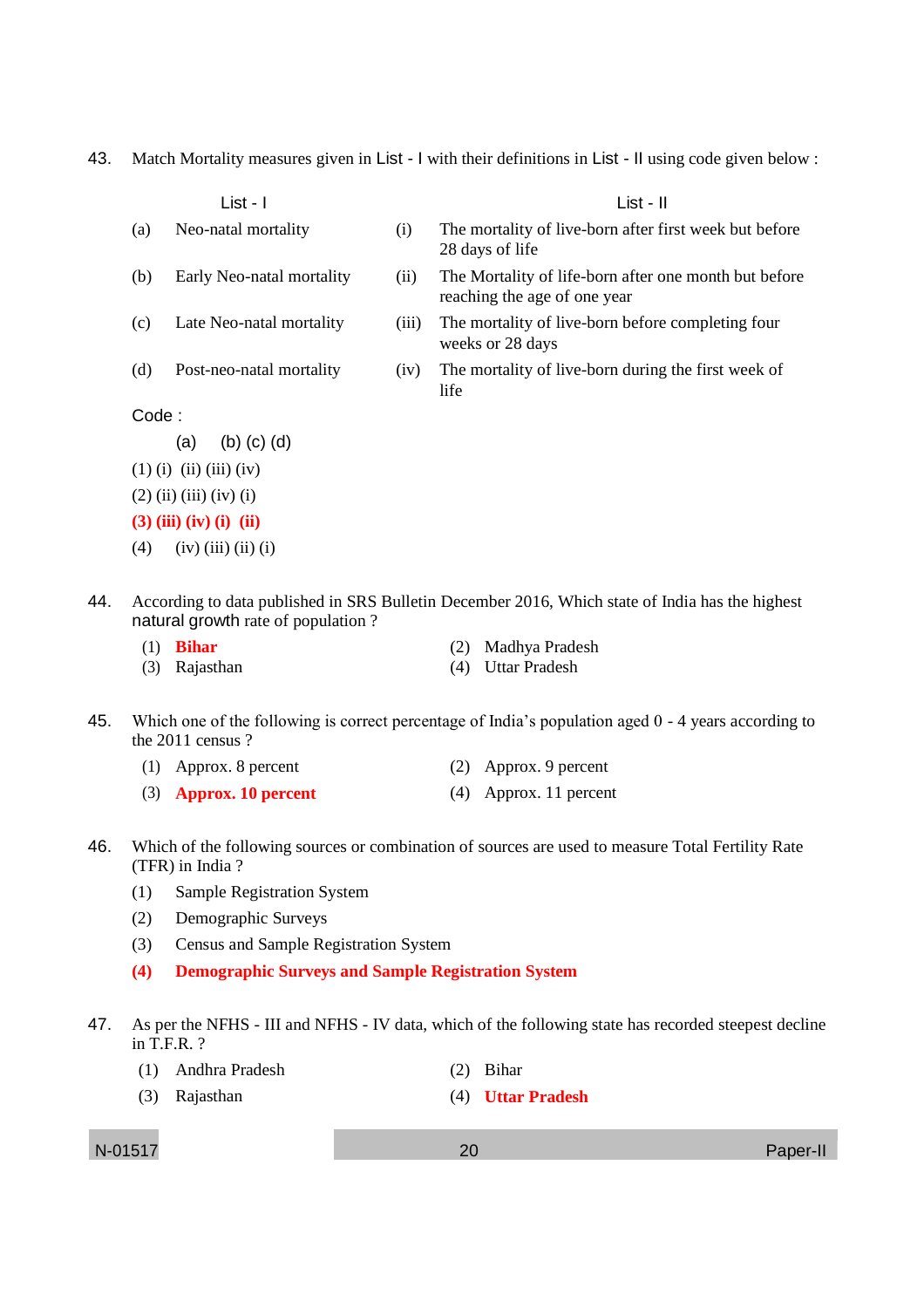43. Match Mortality measures given in List - I with their definitions in List - II using code given below :

| | List - I | | List - II |
|---|---|---|---|
| (a) | Neo-natal mortality | (i) | The mortality of live-born after first week but before 28 days of life |
| (b) | Early Neo-natal mortality | (ii) | The Mortality of life-born after one month but before reaching the age of one year |
| (c) | Late Neo-natal mortality | (iii) | The mortality of live-born before completing four weeks or 28 days |
| (d) | Post-neo-natal mortality | (iv) | The mortality of live-born during the first week of life |

Code :

| | (a) | (b) | (c) | (d) |
|---|---|---|---|---|
| (1) | (i) | (ii) | (iii) | (iv) |
| (2) | (ii) | (iii) | (iv) | (i) |
| **(3)** | **(iii)** | **(iv)** | **(i)** | **(ii)** |
| (4) | (iv) | (iii) | (ii) | (i) |

44. According to data published in SRS Bulletin December 2016, Which state of India has the highest natural growth rate of population ?

(1) **Bihar**
(2) Madhya Pradesh
(3) Rajasthan
(4) Uttar Pradesh

45. Which one of the following is correct percentage of India's population aged 0 - 4 years according to the 2011 census ?

(1) Approx. 8 percent
(2) Approx. 9 percent
(3) **Approx. 10 percent**
(4) Approx. 11 percent

46. Which of the following sources or combination of sources are used to measure Total Fertility Rate (TFR) in India ?

(1) Sample Registration System
(2) Demographic Surveys
(3) Census and Sample Registration System
**(4) Demographic Surveys and Sample Registration System**

47. As per the NFHS - III and NFHS - IV data, which of the following state has recorded steepest decline in T.F.R. ?

(1) Andhra Pradesh
(2) Bihar
(3) Rajasthan
(4) **Uttar Pradesh**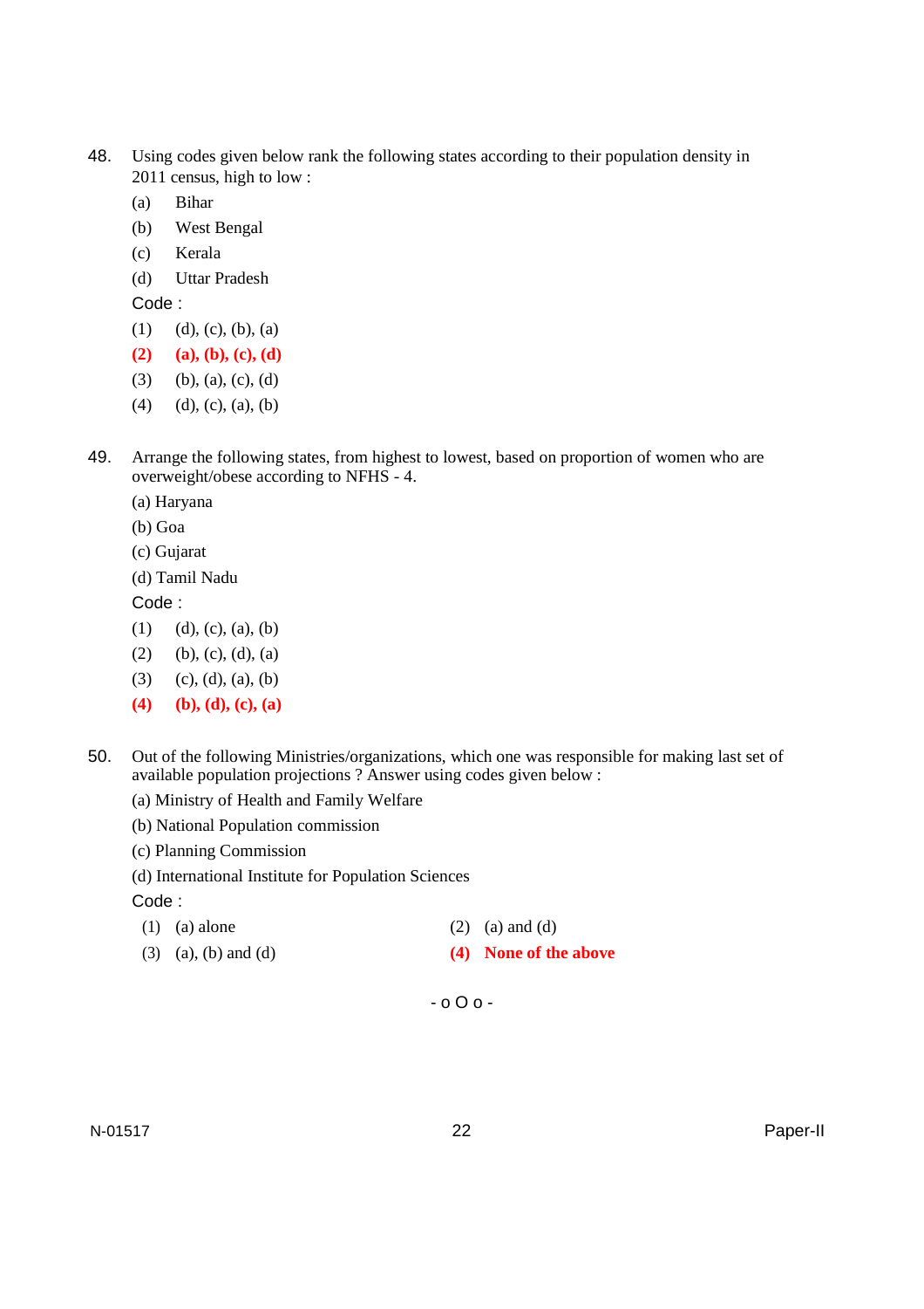48. Using codes given below rank the following states according to their population density in 2011 census, high to low :

    (a) Bihar
    (b) West Bengal
    (c) Kerala
    (d) Uttar Pradesh

    Code :

    (1) (d), (c), (b), (a)
    **(2) (a), (b), (c), (d)**
    (3) (b), (a), (c), (d)
    (4) (d), (c), (a), (b)

49. Arrange the following states, from highest to lowest, based on proportion of women who are overweight/obese according to NFHS - 4.

    (a) Haryana
    (b) Goa
    (c) Gujarat
    (d) Tamil Nadu

    Code :

    (1) (d), (c), (a), (b)
    (2) (b), (c), (d), (a)
    (3) (c), (d), (a), (b)
    **(4) (b), (d), (c), (a)**

50. Out of the following Ministries/organizations, which one was responsible for making last set of available population projections ? Answer using codes given below :

    (a) Ministry of Health and Family Welfare
    (b) National Population commission
    (c) Planning Commission
    (d) International Institute for Population Sciences

    Code :

    (1) (a) alone
    (2) (a) and (d)
    (3) (a), (b) and (d)
    **(4) None of the above**

- o O o -